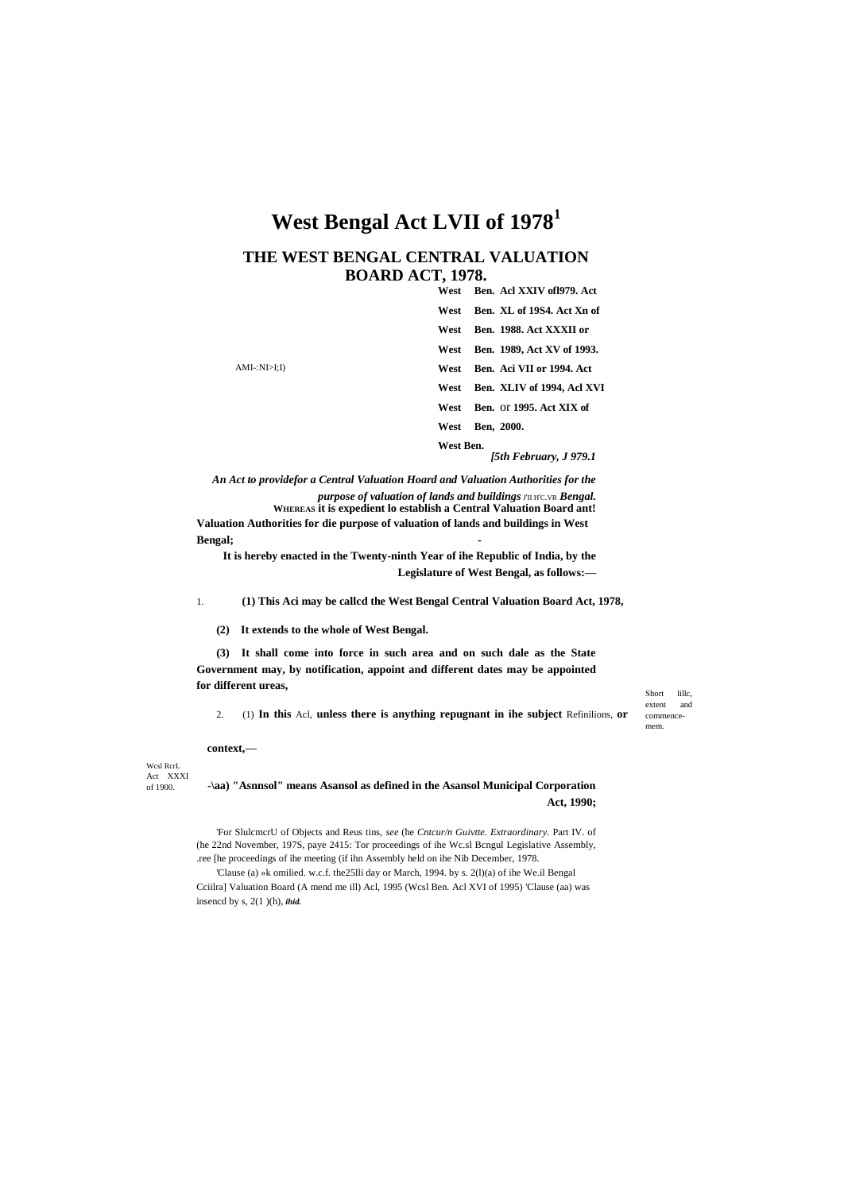# West Bengal Act LVII of 1978[1]

## THE WEST BENGAL CENTRAL VALUATION BOARD ACT, 1978.

AMI-:NI>I;I)

**West Ben. Acl XXIV ofl979. Act West Ben. XL of 19S4. Act Xn of West Ben. 1988. Act XXXII or West Ben. 1989, Act XV of 1993. West Ben. Aci VII or 1994. Act West Ben. XLIV of 1994, Acl XVI West Ben.** or **1995. Act XIX of West Ben, 2000. West Ben.**

***[5th February, J 979.1***

***An Act to providefor a Central Valuation Hoard and Valuation Authorities for the purpose of valuation of lands and buildings*** J'II H'C.VR ***Bengal.***

**WHEREAS it is expedient lo establish a Central Valuation Board ant! Valuation Authorities for die purpose of valuation of lands and buildings in West Bengal;** -

**It is hereby enacted in the Twenty-ninth Year of ihe Republic of India, by the Legislature of West Bengal, as follows:—**

Short lillc, extent and commence-mem.

1. **(1) This Aci may be callcd the West Bengal Central Valuation Board Act, 1978,**

**(2) It extends to the whole of West Bengal.**

**(3) It shall come into force in such area and on such dale as the State Government may, by notification, appoint and different dates may be appointed for different ureas,**

Refinilions,

2. (1) **In this** Acl, **unless there is anything repugnant in ihe subject or context,—**

Wcsl RcrL Act XXXI of 1900.

**-\aa) "Asnnsol" means Asansol as defined in the Asansol Municipal Corporation Act, 1990;**

'For SlulcmcrU of Objects and Reus tins, *see* (he *Cntcur/n Guivtte. Extraordinary.* Part IV. of (he 22nd November, 197S, paye 2415: Tor proceedings of ihe Wc.sl Bcngul Legislative Assembly, .ree [he proceedings of ihe meeting (if ihn Assembly held on ihe Nib December, 1978.

'Clause (a) »k omilied. w.c.f. the25lli day or March, 1994. by s. 2(l)(a) of ihe We.il Bengal Cciilra] Valuation Board (A mend me ill) Acl, 1995 (Wcsl Ben. Acl XVI of 1995) 'Clause (aa) was insencd by s, 2(1 )(h), ***ihid.***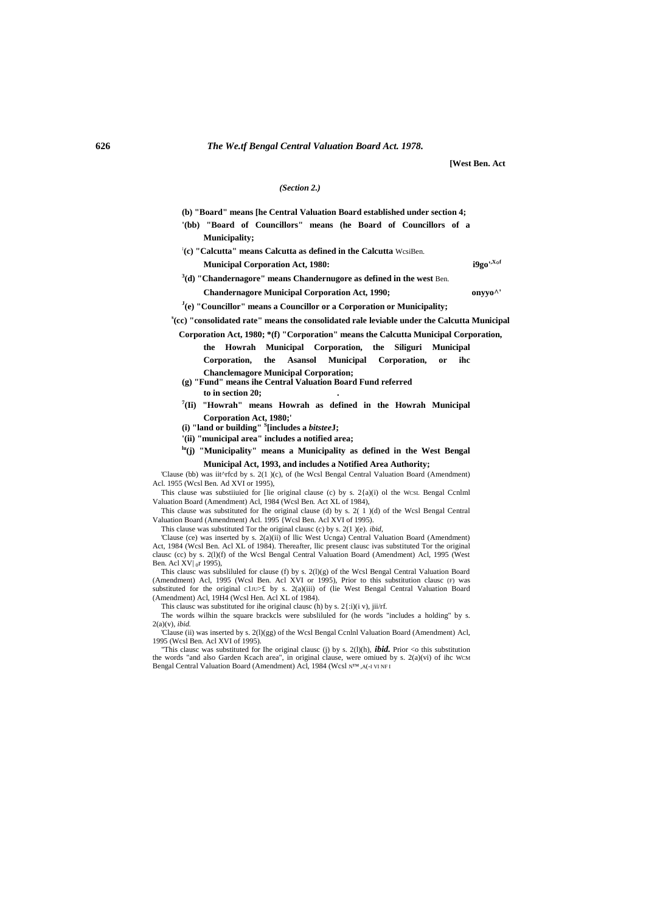[West Ben. Act

*(Section 2.)*

**(b) "Board" means [he Central Valuation Board established under section 4;**

**'(bb) "Board of Councillors" means (he Board of Councillors of a Municipality;**

**[:](c) "Calcutta" means Calcutta as defined in the Calcutta** WcsiBen. **Municipal Corporation Act, 1980:** **i9go'·Xof**

**[3](d) "Chandernagore" means Chandernugore as defined in the west** Ben. **Chandernagore Municipal Corporation Act, 1990;** **onyyo^'**

**[J](e) "Councillor" means a Councillor or a Corporation or Municipality;**

**[s](cc) "consolidated rate" means the consolidated rale leviable under the Calcutta Municipal Corporation Act, 1980; *(f) "Corporation" means the Calcutta Municipal Corporation, the Howrah Municipal Corporation, the Siliguri Municipal Corporation, the Asansol Municipal Corporation, or ihc Chanclemagore Municipal Corporation;**

**(g) "Fund" means ihe Central Valuation Board Fund referred to in section 20;** .

**[7](Ii) "Howrah" means Howrah as defined in the Howrah Municipal Corporation Act, 1980;'**

**(i) "land or building" [S][includes a *bitstee*J;**

**'(ii) "municipal area" includes a notified area;**

**[lu](j) "Municipality" means a Municipality as defined in the West Bengal Municipal Act, 1993, and includes a Notified Area Authority;**

'Clause (bb) was iit^rfcd by s. 2(1 )(c), of (he Wcsl Bengal Central Valuation Board (Amendment) Acl. 1955 (Wcsl Ben. Ad XVI or 1995),

This clause was substiiuied for [lie original clause (c) by s. 2{a)(i) ol the WCSL Bengal Ccnlml Valuation Board (Amendment) Acl, 1984 (Wcsl Ben. Act XL of 1984),

This clause was substituted for Ihe original clause (d) by s. 2( 1 )(d) of the Wcsl Bengal Central Valuation Board (Amendment) Acl. 1995 {Wcsl Ben. Acl XVI of 1995).

This clause was substituted Tor the original clausc (c) by s. 2(1 )(e). *ibid,*

'Clause (ce) was inserted by s. 2(a)(ii) of llic West Ucnga) Central Valuation Board (Amendment) Act, 1984 (Wcsl Ben. Acl XL of 1984). Thereafter, llic present clausc ivas substituted Tor the original clausc (cc) by s. 2(l)(f) of the Wcsl Bengal Central Valuation Board (Amendment) Acl, 1995 (West Ben. Acl XV|₀r 1995),

This clausc was subsliluled for clause (f) by s. 2(l)(g) of the Wcsl Bengal Central Valuation Board (Amendment) Acl, 1995 (Wcsl Ben. Acl XVI or 1995), Prior to this substitution clausc (F) was substituted for the original clJU>£ by s. 2(a)(iii) of (lie West Bengal Central Valuation Board (Amendment) Acl, 19H4 (Wcsl Hen. Acl XL of 1984).

This clausc was substituted for ihe original clausc (h) by s. 2{:i)(i v), jii/rf.

The words wilhin the square brackcls were subsliluled for (he words "includes a holding" by s. 2(a)(v), *ibid.*

'Clause (ii) was inserted by s. 2(l)(gg) of the Wcsl Bengal Ccnlnl Valuation Board (Amendment) Acl, 1995 (Wcsl Ben. Acl XVI of 1995).

"This clausc was substituted for Ihe original clausc (j) by s. 2(l)(h), ***ibid.*** Prior <o this substitution the words "and also Garden Kcach area", in original clause, were omiued by s. 2(a)(vi) of ihc WCM Bengal Central Valuation Board (Amendment) Acl, 1984 (Wcsl N™ ,A(-I VI NF I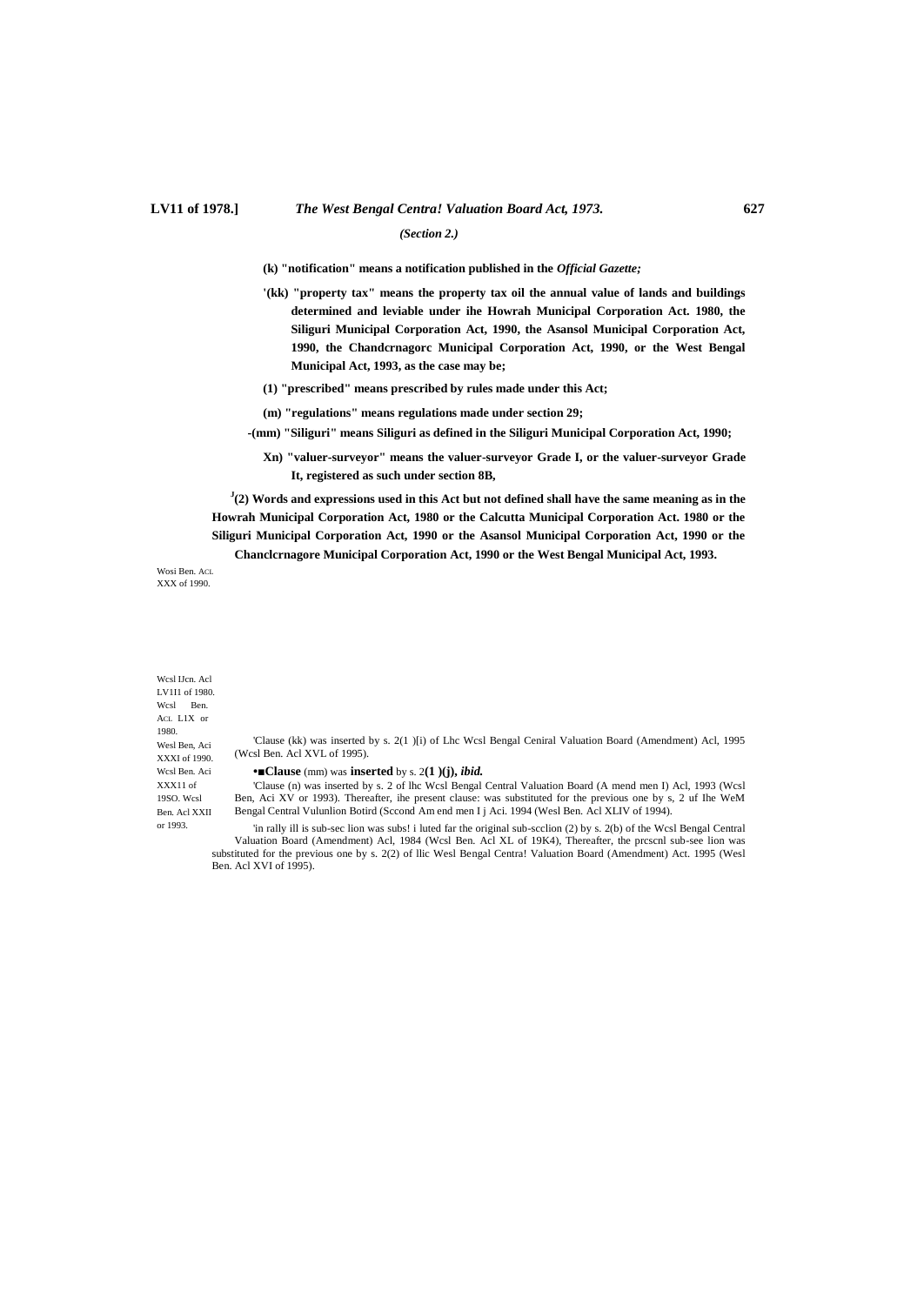*(Section 2.)*

**(k) "notification" means a notification published in the *Official Gazette;***

**'(kk) "property tax" means the property tax oil the annual value of lands and buildings determined and leviable under ihe Howrah Municipal Corporation Act. 1980, the Siliguri Municipal Corporation Act, 1990, the Asansol Municipal Corporation Act, 1990, the Chandcrnagorc Municipal Corporation Act, 1990, or the West Bengal Municipal Act, 1993, as the case may be;**

**(1) "prescribed" means prescribed by rules made under this Act;**

**(m) "regulations" means regulations made under section 29;**

**-(mm) "Siliguri" means Siliguri as defined in the Siliguri Municipal Corporation Act, 1990;**

**Xn) "valuer-surveyor" means the valuer-surveyor Grade I, or the valuer-surveyor Grade It, registered as such under section 8B,**

**[J](2) Words and expressions used in this Act but not defined shall have the same meaning as in the Howrah Municipal Corporation Act, 1980 or the Calcutta Municipal Corporation Act. 1980 or the Siliguri Municipal Corporation Act, 1990 or the Asansol Municipal Corporation Act, 1990 or the Chanclcrnagore Municipal Corporation Act, 1990 or the West Bengal Municipal Act, 1993.**

Wosi Ben. Acl. XXX of 1990.

Wcsl IJcn. Acl LV1I1 of 1980. Wcsl Ben. Acl. L1X or 1980. Wesl Ben, Aci XXXI of 1990. Wcsl Ben. Aci XXX11 of 19SO. Wcsl Ben. Acl XXII or 1993.

'Clause (kk) was inserted by s. 2(1 )[i) of Lhc Wcsl Bengal Ceniral Valuation Board (Amendment) Acl, 1995 (Wcsl Ben. Acl XVL of 1995).

•■**Clause** (mm) was **inserted** by s. 2**(1 )(j),** ***ibid.***

'Clause (n) was inserted by s. 2 of lhc Wcsl Bengal Central Valuation Board (A mend men I) Acl, 1993 (Wcsl Ben, Aci XV or 1993). Thereafter, ihe present clause: was substituted for the previous one by s, 2 uf Ihe WeM Bengal Central Vulunlion Botird (Sccond Am end men I j Aci. 1994 (Wesl Ben. Acl XLIV of 1994).

'in rally ill is sub-sec lion was subs! i luted far the original sub-scclion (2) by s. 2(b) of the Wcsl Bengal Central Valuation Board (Amendment) Acl, 1984 (Wcsl Ben. Acl XL of 19K4), Thereafter, the prcscnl sub-see lion was substituted for the previous one by s. 2(2) of llic Wesl Bengal Centra! Valuation Board (Amendment) Act. 1995 (Wesl Ben. Acl XVI of 1995).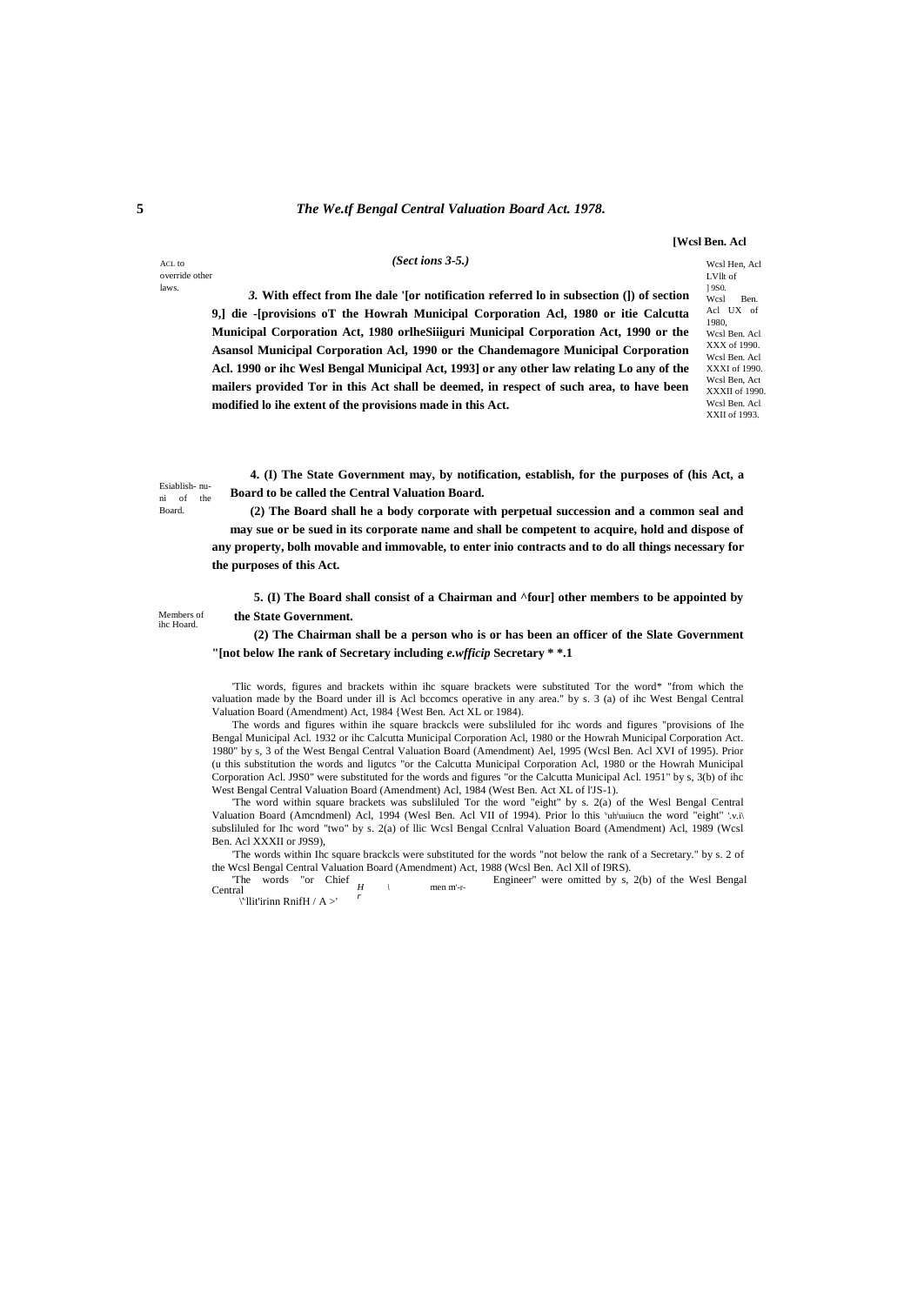[Wcsl Ben. Acl

*(Sect ions 3-5.)*

ACL to override other laws.

Wcsl Hen, Acl LVllt of ] 9S0. Wcsl Ben. Acl UX of 1980, Wcsl Ben. Acl XXX of 1990. Wcsl Ben. Acl XXXI of 1990. Wcsl Ben, Act XXXII of 1990. Wcsl Ben. Acl XXII of 1993.

***3.*** **With effect from Ihe dale '[or notification referred lo in subsection (]) of section 9,] die -[provisions oT the Howrah Municipal Corporation Acl, 1980 or itie Calcutta Municipal Corporation Act, 1980 orlheSiiiguri Municipal Corporation Act, 1990 or the Asansol Municipal Corporation Acl, 1990 or the Chandemagore Municipal Corporation Acl. 1990 or ihc Wesl Bengal Municipal Act, 1993] or any other law relating Lo any of the mailers provided Tor in this Act shall be deemed, in respect of such area, to have been modified lo ihe extent of the provisions made in this Act.**

Esiablish- nu-ni of the Board.

**4. (I) The State Government may, by notification, establish, for the purposes of (his Act, a Board to be called the Central Valuation Board.**

**(2) The Board shall he a body corporate with perpetual succession and a common seal and may sue or be sued in its corporate name and shall be competent to acquire, hold and dispose of any property, bolh movable and immovable, to enter inio contracts and to do all things necessary for the purposes of this Act.**

Members of ihc Hoard.

**5. (I) The Board shall consist of a Chairman and ^four] other members to be appointed by the State Government.**

**(2) The Chairman shall be a person who is or has been an officer of the Slate Government "[not below Ihe rank of Secretary including *e.wfficip* Secretary * *.1**

'Tlic words, figures and brackets within ihc square brackets were substituted Tor the word* "from which the valuation made by the Board under ill is Acl bccomcs operative in any area." by s. 3 (a) of ihc West Bengal Central Valuation Board (Amendment) Act, 1984 {West Ben. Act XL or 1984).

The words and figures within ihe square brackcls were subsliluled for ihc words and figures "provisions of Ihe Bengal Municipal Acl. 1932 or ihc Calcutta Municipal Corporation Acl, 1980 or the Howrah Municipal Corporation Act. 1980" by s, 3 of the West Bengal Central Valuation Board (Amendment) Ael, 1995 (Wcsl Ben. Acl XVI of 1995). Prior (u this substitution the words and ligutcs "or the Calcutta Municipal Corporation Acl, 1980 or the Howrah Municipal Corporation Acl. J9S0" were substituted for the words and figures "or the Calcutta Municipal Acl. 1951" by s, 3(b) of ihc West Bengal Central Valuation Board (Amendment) Acl, 1984 (West Ben. Act XL of l'JS-1).

'The word within square brackets was subsliluled Tor the word "eight" by s. 2(a) of the Wesl Bengal Central Valuation Board (Amcndmenl) Acl, 1994 (Wesl Ben. Acl VII of 1994). Prior lo this 'uh'uuiucn the word "eight" :.v.i\ subsliluled for Ihc word "two" by s. 2(a) of llic Wcsl Bengal Ccnlral Valuation Board (Amendment) Acl, 1989 (Wcsl Ben. Acl XXXII or J9S9),

'The words within Ihc square brackcls were substituted for the words "not below the rank of a Secretary." by s. 2 of the Wcsl Bengal Central Valuation Board (Amendment) Act, 1988 (Wcsl Ben. Acl Xll of I9RS).

'The words "or Chief Engineer" were omitted by s, 2(b) of the Wesl Bengal Central H \ men m'-r- \'llit'irinn RnifH / A >' r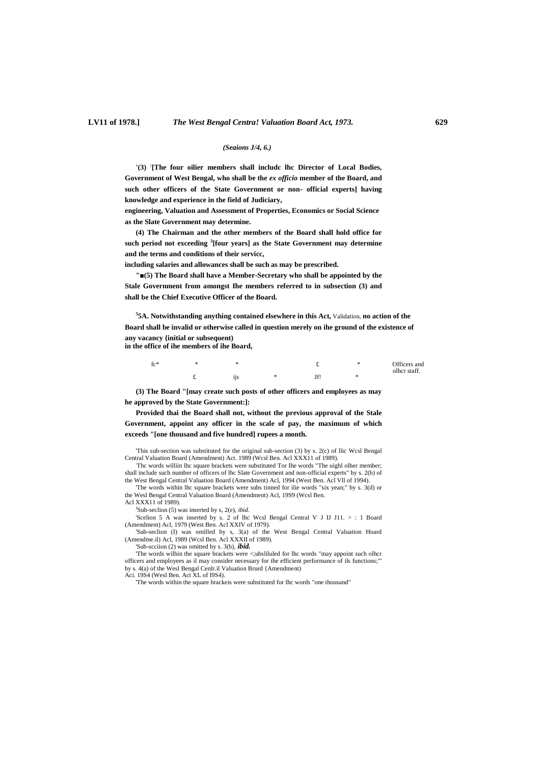*(Seaions J/4, 6.)*

**'(3) [2][The four oilier members shall includc lhc Director of Local Bodies, Government of West Bengal, who shall be the *ex officio* member of the Board, and such other officers of the State Government or non- official experts] having knowledge and experience in the field of Judiciary, engineering, Valuation and Assessment of Properties, Economics or Social Science as the Slate Government may determine.**

**(4) The Chairman and the other members of the Board shall hold office for such period not exceeding [3][four years] as the State Government may determine and the terms and conditions of their servicc, including salaries and allowances shall be such as may be prescribed.**

**"■(5) The Board shall have a Member-Secretary who shall be appointed by the Stale Government from amongst Ihe members referred to in subsection (3) and shall be the Chief Executive Officer of the Board.**

**[5]5A. Notwithstanding anything contained elsewhere in this Act,** Validation. **no action of the Board shall be invalid or otherwise called in question merely on ihe ground of the existence of any vacancy {initial or subsequent) in the office of ihe members of ihe Board,**

fc* * * £ * Officers and olhcr staff.

£ ijs * Jf! *

**(3) The Board "[may create such posts of other officers and employees as may he approved by the State Government:]:**

**Provided thai the Board shall not, without the previous approval of the Stale Government, appoint any officer in the scale of pay, the maximum of which exceeds "[one thousand and five hundred] rupees a month.**

'This sub-section was substituted for the original sub-section (3) by s. 2(c) of llic Wcsl Bengal Central Valuation Board (Amendment) Act. 1989 (Wcsl Ben. Acl XXX11 of 1989).

[2]Thc words williin lhc square brackets were substituted Tor Ihe words "The uighl olher member; shall include such number of officers of lhc Slate Government and non-official experts" by s. 2(b) of the West Bengal Central Valuation Board (Amendment) Acl, 1994 (West Ben. Acl Vll of 1994).

'The words within lhc square brackets were subs tinned for ilie words "six yean;" by s. 3(d) or the Wesl Bengal Central Valuation Board (Amendment) Acl, 19S9 (Wcsl Ben. Acl XXX11 of 1989).

[J]Sub-seclion (5) was inserted by s, 2(e), *ibid.*

'Scelion 5 A was inserted by s. 2 of lhc Wcsl Bengal Central V J IJ J11. > : 1 Board (Amendment) Acl, 1979 (West Ben. Acl XXIV of 1979).

'Sub-seclion (I) was omilled by s, 3(a) of the West Bengal Central Valuation Hoard (Amendme.il) Acl, 1989 (Wcsl Ben. Acl XXXII of 1989).

'Sub-scciion (2) was omitted by s. 3(b), ***ibid.***

'The words wilhin the square brackets were <;ubsliluled for lhc words "may appoint such olhcr officers and employees as il may consider necessary for the efficient performance of ils functions;"' by s. 4(a) of the Wesl Bengal Cenlr.il Valuation Brurd {Amendment) Aci. 19S4 (Wesl Ben. Act XL of I9S4).

'The words within the square brackeis were substituted for lhc words "one thousand"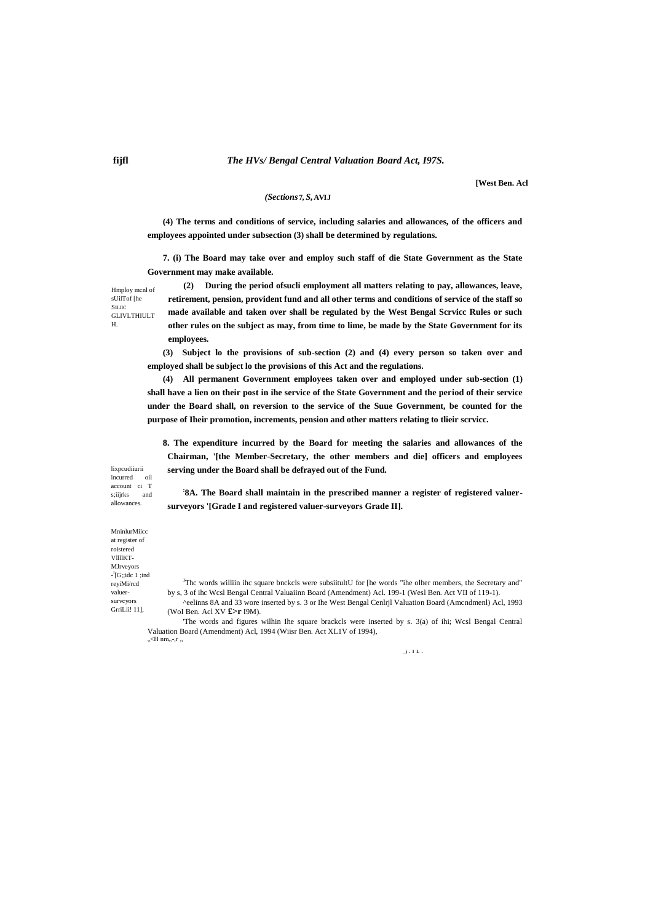(4) The terms and conditions of service, including salaries and allowances, of the officers and employees appointed under subsection (3) shall be determined by regulations.

Hmploy mcnl of sUilTof [he SiLIIC GLIVLTHIULT H.

**7. (i) The Board may take over and employ such staff of die State Government as the State Government may make available.**

**(2) During the period ofsucli employment all matters relating to pay, allowances, leave, retirement, pension, provident fund and all other terms and conditions of service of the staff so made available and taken over shall be regulated by the West Bengal Scrvicc Rules or such other rules on the subject as may, from time to lime, be made by the State Government for its employees.**

**(3) Subject lo the provisions of sub-section (2) and (4) every person so taken over and employed shall be subject lo the provisions of this Act and the regulations.**

**(4) All permanent Government employees taken over and employed under sub-section (1) shall have a lien on their post in ihe service of the State Government and the period of their service under the Board shall, on reversion to the service of the Suue Government, be counted for the purpose of Iheir promotion, increments, pension and other matters relating to tlieir scrvicc.**

lixpcudiiurii incurred oil account ci T s;iijrks and allowances.

**8. The expenditure incurred by the Board for meeting the salaries and allowances of the Chairman, '[the Member-Secretary, the other members and die] officers and employees serving under the Board shall be defrayed out of the Fund.**

MninlurMiicc at register of roistered VlllIKT-MJrveyors -[G;;idc 1 ;ind reyiMi/rcd valuer-survcyors GrriLli! 11],

**[2]8A. The Board shall maintain in the prescribed manner a register of registered valuer-surveyors '[Grade I and registered valuer-surveyors Grade II].**

[1]Thc words williin ihc square bnckcls were subsiitultU for [he words "ihe olher members, the Secretary and" by s, 3 of ihc Wcsl Bengal Central Valuaiinn Board (Amendment) Acl. 199-1 (Wesl Ben. Act VII of 119-1).

^eelinns 8A and 33 wore inserted by s. 3 or Ihe West Bengal Cenlrjl Valuation Board (Amcndmenl) Acl, 1993 (WoI Ben. Acl XV £>r I9M).

'The words and figures wilhin Ihe square brackcls were inserted by s. 3(a) of ihi; Wcsl Bengal Central Valuation Board (Amendment) Acl, 1994 (Wiisr Ben. Act XL1V of 1994),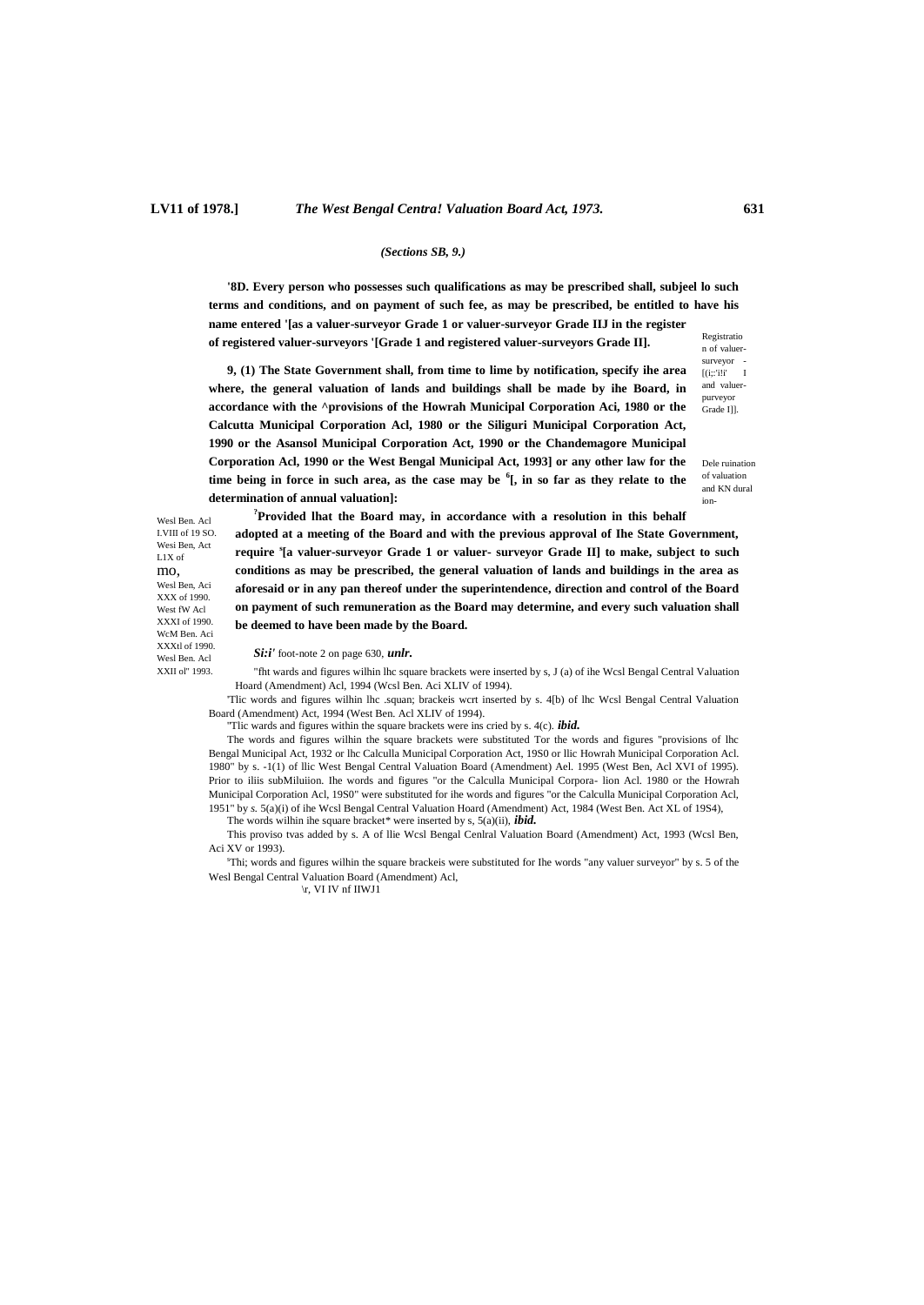*(Sections SB, 9.)*

**'8D. Every person who possesses such qualifications as may be prescribed shall, subjeel lo such terms and conditions, and on payment of such fee, as may be prescribed, be entitled to have his name entered '[as a valuer-surveyor Grade 1 or valuer-surveyor Grade IIJ in the register of registered valuer-surveyors '[Grade 1 and registered valuer-surveyors Grade II].**

Registration of valuer-surveyor - [(i;:'i!i' I and valuer-purveyor Grade I]].

**9, (1) The State Government shall, from time to lime by notification, specify ihe area where, the general valuation of lands and buildings shall be made by ihe Board, in accordance with the ^provisions of the Howrah Municipal Corporation Aci, 1980 or the Calcutta Municipal Corporation Acl, 1980 or the Siliguri Municipal Corporation Act, 1990 or the Asansol Municipal Corporation Act, 1990 or the Chandemagore Municipal Corporation Acl, 1990 or the West Bengal Municipal Act, 1993] or any other law for the time being in force in such area, as the case may be [6][, in so far as they relate to the determination of annual valuation]:**

Dele ruination of valuation and KN dural ion-

Wesl Ben. Acl I.VIII of 19 SO. Wesi Ben, Act L1X of mo, Wesl Ben, Aci XXX of 1990. West fW Acl XXXI of 1990. WcM Ben. Aci XXXtl of 1990. Wesl Ben. Acl XXII ol" 1993.

**[?]Provided lhat the Board may, in accordance with a resolution in this behalf adopted at a meeting of the Board and with the previous approval of Ihe State Government, require [s][a valuer-surveyor Grade 1 or valuer- surveyor Grade II] to make, subject to such conditions as may be prescribed, the general valuation of lands and buildings in the area as aforesaid or in any pan thereof under the superintendence, direction and control of the Board on payment of such remuneration as the Board may determine, and every such valuation shall be deemed to have been made by the Board.**

***Si:i'*** foot-note 2 on page 630, ***unlr.***

"fht wards and figures wilhin lhc square brackets were inserted by s, J (a) of ihe Wcsl Bengal Central Valuation Hoard (Amendment) Acl, 1994 (Wcsl Ben. Aci XLIV of 1994).

'Tlic words and figures wilhin lhc .squan; brackeis wcrt inserted by s. 4[b) of lhc Wcsl Bengal Central Valuation Board (Amendment) Act, 1994 (West Ben. Acl XLIV of 1994).

"Tlic wards and figures within the square brackets were ins cried by s. 4(c). ***ibid.***

The words and figures wilhin the square brackets were substituted Tor the words and figures "provisions of lhc Bengal Municipal Act, 1932 or lhc Calculla Municipal Corporation Act, 19S0 or llic Howrah Municipal Corporation Acl. 1980" by s. -1(1) of llic West Bengal Central Valuation Board (Amendment) Ael. 1995 (West Ben, Acl XVI of 1995). Prior to iliis subMiluiion. Ihe words and figures "or the Calculla Municipal Corpora- lion Acl. 1980 or the Howrah Municipal Corporation Acl, 19S0" were substituted for ihe words and figures "or the Calculla Municipal Corporation Acl, 1951" by s. 5(a)(i) of ihe Wcsl Bengal Central Valuation Hoard (Amendment) Act, 1984 (West Ben. Act XL of 19S4),

The words wilhin ihe square bracket* were inserted by s, 5(a)(ii), ***ibid.***

This proviso tvas added by s. A of llie Wcsl Bengal Cenlral Valuation Board (Amendment) Act, 1993 (Wcsl Ben, Aci XV or 1993).

'Thi; words and figures wilhin the square brackeis were substituted for Ihe words "any valuer surveyor" by s. 5 of the Wesl Bengal Central Valuation Board (Amendment) Acl,

\r, VI IV nf IIWJ1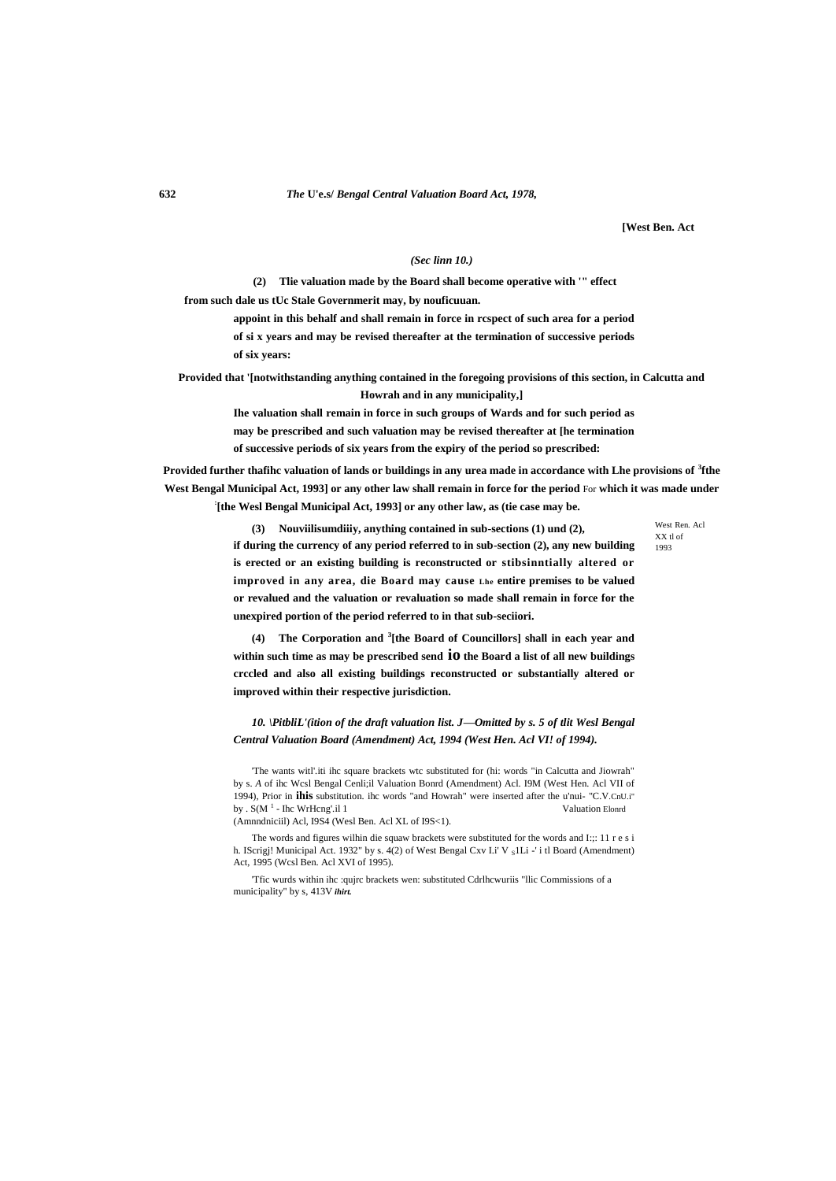**[West Ben. Act**

*(Sec linn 10.)*

**(2) Tlie valuation made by the Board shall become operative with '" effect from such dale us tUc Stale Governmerit may, by nouficuuan. appoint in this behalf and shall remain in force in rcspect of such area for a period of si x years and may be revised thereafter at the termination of successive periods of six years:**

**Provided that '[notwithstanding anything contained in the foregoing provisions of this section, in Calcutta and Howrah and in any municipality,] Ihe valuation shall remain in force in such groups of Wards and for such period as may be prescribed and such valuation may be revised thereafter at [he termination of successive periods of six years from the expiry of the period so prescribed:**

**Provided further thafihc valuation of lands or buildings in any urea made in accordance with Lhe provisions of [3]fthe West Bengal Municipal Act, 1993] or any other law shall remain in force for the period For which it was made under [the Wesl Bengal Municipal Act, 1993] or any other law, as (tie case may be.**

West Ren. Acl XX tl of 1993

**(3) Nouviilisumdiiiy, anything contained in sub-sections (1) und (2), if during the currency of any period referred to in sub-section (2), any new building is erected or an existing building is reconstructed or stibsinntially altered or improved in any area, die Board may cause Lhe entire premises to be valued or revalued and the valuation or revaluation so made shall remain in force for the unexpired portion of the period referred to in that sub-seciiori.**

**(4) The Corporation and [3][the Board of Councillors] shall in each year and within such time as may be prescribed send io the Board a list of all new buildings crccled and also all existing buildings reconstructed or substantially altered or improved within their respective jurisdiction.**

***10. \PitbliL'(ition of the draft valuation list. J—Omitted by s. 5 of tlit Wesl Bengal Central Valuation Board (Amendment) Act, 1994 (West Hen. Acl VI! of 1994).***

'The wants witl'.iti ihc square brackets wtc substituted for (hi: words "in Calcutta and Jiowrah" by s. *A* of ihc Wcsl Bengal Cenli;il Valuation Bonrd (Amendment) Acl. I9M (West Hen. Acl VII of 1994), Prior in **ihis** substitution. ihc words "and Howrah" were inserted after the u'nui- "C.V.CnU.i" by . S(M [1] - Ihc WrHcng'.il 1 Valuation Elonrd (Amnndniciil) Acl, I9S4 (Wesl Ben. Acl XL of I9S<1).

The words and figures wilhin die squaw brackets were substituted for the words and I:;: 11 r e s i h. IScrigj! Municipal Act. 1932" by s. 4(2) of West Bengal Cxv I.i' V S1Li -' i tl Board (Amendment) Act, 1995 (Wcsl Ben. Acl XVI of 1995).

'Tfic wurds within ihc :qujrc brackets wen: substituted Cdrlhcwuriis "llic Commissions of a municipality" by s, 413V *ihirt.*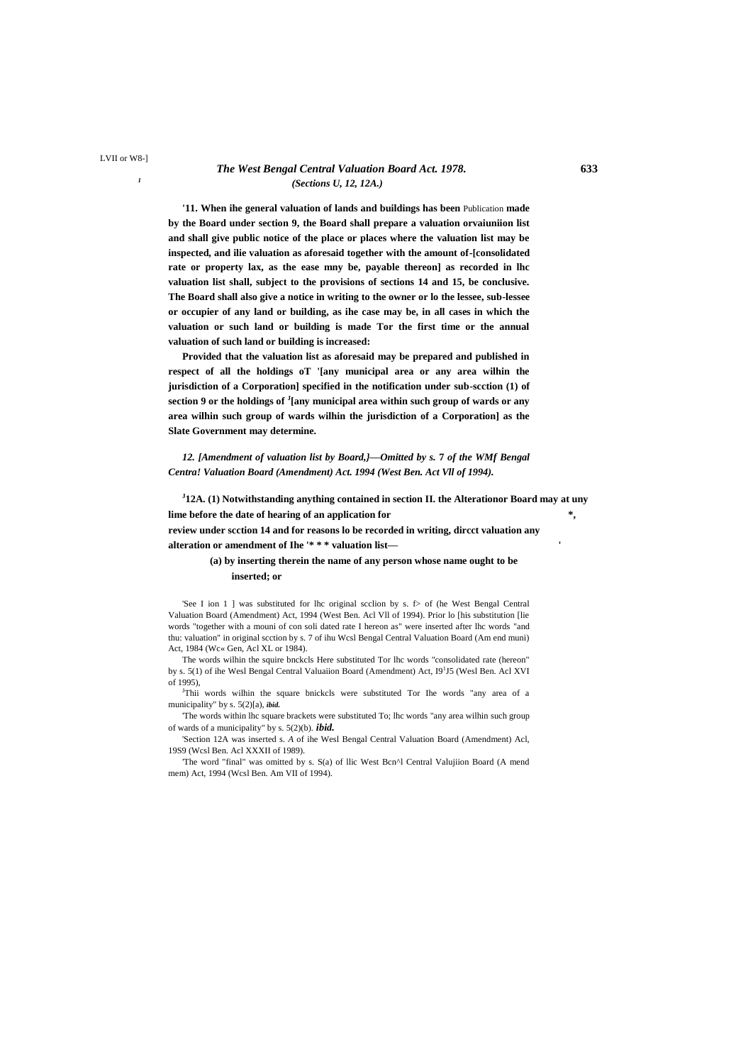*(Sections U, 12, 12A.)*

**'11. When ihe general valuation of lands and buildings has been** Publication **made by the Board under section 9, the Board shall prepare a valuation orvaiuniion list and shall give public notice of the place or places where the valuation list may be inspected, and ilie valuation as aforesaid together with the amount of-[consolidated rate or property lax, as the ease mny be, payable thereon] as recorded in lhc valuation list shall, subject to the provisions of sections 14 and 15, be conclusive. The Board shall also give a notice in writing to the owner or lo the lessee, sub-lessee or occupier of any land or building, as ihe case may be, in all cases in which the valuation or such land or building is made Tor the first time or the annual valuation of such land or building is increased:**

**Provided that the valuation list as aforesaid may be prepared and published in respect of all the holdings oT '[any municipal area or any area wilhin the jurisdiction of a Corporation] specified in the notification under sub-scction (1) of section 9 or the holdings of [J][any municipal area within such group of wards or any area wilhin such group of wards wilhin the jurisdiction of a Corporation] as the Slate Government may determine.**

*12. [Amendment of valuation list by Board,}—Omitted by s. 7 of the WMf Bengal Centra! Valuation Board (Amendment) Act. 1994 (West Ben. Act Vll of 1994).*

**[J]12A. (1) Notwithstanding anything contained in section II. the Alterationor Board may at uny lime before the date of hearing of an application for *, review under scction 14 and for reasons lo be recorded in writing, dircct valuation any alteration or amendment of Ihe '* * * valuation list—**

**(a) by inserting therein the name of any person whose name ought to be inserted; or**

'See I ion 1 ] was substituted for lhc original scclion by s. f> of (he West Bengal Central Valuation Board (Amendment) Act, 1994 (West Ben. Acl Vll of 1994). Prior lo [his substitution [lie words "together with a mouni of con soli dated rate I hereon as" were inserted after lhc words "and thu: valuation" in original scction by s. 7 of ihu Wcsl Bengal Central Valuation Board (Am end muni) Act, 1984 (Wc« Gen, Acl XL or 1984).

The words wilhin the squire bnckcls Here substituted Tor lhc words "consolidated rate (hereon" by s. 5(1) of ihe Wesl Bengal Central Valuaiion Board (Amendment) Act, I9[1]J5 (Wesl Ben. Acl XVI of 1995),

[J]Thii words wilhin the square bnickcls were substituted Tor Ihe words "any area of a municipality" by s. 5(2)[a), *ibid.*

'The words within lhc square brackets were substituted To; lhc words "any area wilhin such group of wards of a municipality" by s. 5(2)(b). ***ibid.***

'Section 12A was inserted s. *A* of ihe Wesl Bengal Central Valuation Board (Amendment) Acl, 19S9 (Wcsl Ben. Acl XXXII of 1989).

'The word "final" was omitted by s. S(a) of llic West Bcn^l Central Valujiion Board (A mend mem) Act, 1994 (Wcsl Ben. Am VII of 1994).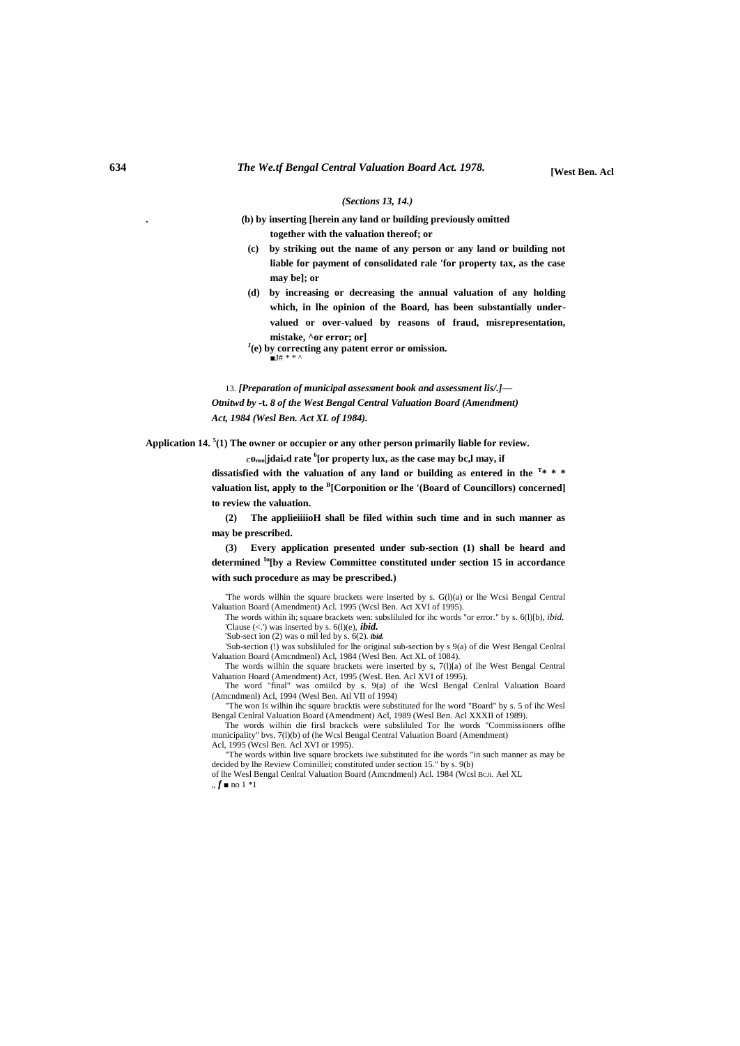*(Sections 13, 14.)*

(b) by inserting [herein any land or building previously omitted together with the valuation thereof; or

(c) by striking out the name of any person or any land or building not liable for payment of consolidated rale 'for property tax, as the case may be]; or

(d) by increasing or decreasing the annual valuation of any holding which, in lhe opinion of the Board, has been substantially under-valued or over-valued by reasons of fraud, misrepresentation, mistake, ^or error; or]

[J](e) by correcting any patent error or omission.

■J# * * ^

13. ***[Preparation of municipal assessment book and assessment lis/.]**— Otnitwd by -t. 8 of the West Bengal Central Valuation Board (Amendment) Act, 1984 (Wesl Ben. Act XL of 1984).*

**Application for review. 14.** [5](1) The owner or occupier or any other person primarily liable for $_C$o$_{nso}$|jdai$_e$d rate [6][or property lux, as the case may bc,l may, if dissatisfied with the valuation of any land or building as entered in the [T]* * * valuation list, apply to the [B][Corponition or lhe '(Board of Councillors) concerned] to review the valuation.

(2) The applieiiiioH shall be filed within such time and in such manner as may be prescribed.

(3) Every application presented under sub-section (1) shall be heard and determined [In][by a Review Committee constituted under section 15 in accordance with such procedure as may be prescribed.)

'The words wilhin the square brackets were inserted by s. G(l)(a) or lhe Wcsi Bengal Central Valuation Board (Amendment) Acl. 1995 (Wcsl Ben. Act XVI of 1995).

The words within ih; square brackets wen: subsliluled for ihc words "or error." by s. 6(l)[b), *ibid.*

'Clause (<.') was inserted by s. 6(l)(e), ***ibid.***

'Sub-sect ion (2) was o mil led by s. 6(2). ***ibid.***

'Sub-section (!) was subsliluled for lhe original sub-section by s 9(a) of die West Bengal Cenlral Valuation Board (Amcndmenl) Acl, 1984 (Wesl Ben. Act XL of 1084).

The words wilhin the square brackets were inserted by s, 7(l)[a) of lhe West Bengal Central Valuation Hoard (Amendment) Act, 1995 (WesL Ben. Acl XVI of 1995).

The word "final" was omiilcd by s. 9(a) of ihe Wcsl Bengal Cenlral Valuation Board (Amcndmenl) Acl, 1994 (Wesl Ben. Atl VII of 1994)

"The won Is wilhin ihc square bracktis were substituted for lhe word "Board" by s. 5 of ihc Wesl Bengal Cenlral Valuation Board (Amendment) Acl, 1989 (Wesl Ben. Acl XXXII of 1989).

The words wilhin die firsl brackcls were subsliluled Tor lhe words "Commissioners oflhe municipality" bvs. 7(l)(b) of (he Wcsl Bengal Central Valuation Board (Amendment) Acl, 1995 (Wcsl Ben. Acl XVI or 1995).

"The words within live square brockets iwe substituted for ihe words "in such manner as may be decided by lhe Review Cominillei; constituted under section 15." by s. 9(b) of lhe Wesl Bengal Cenlral Valuation Board (Amcndmenl) Acl. 1984 (Wcsl BCJI. Ael XL

„ *f* ■ no 1 *1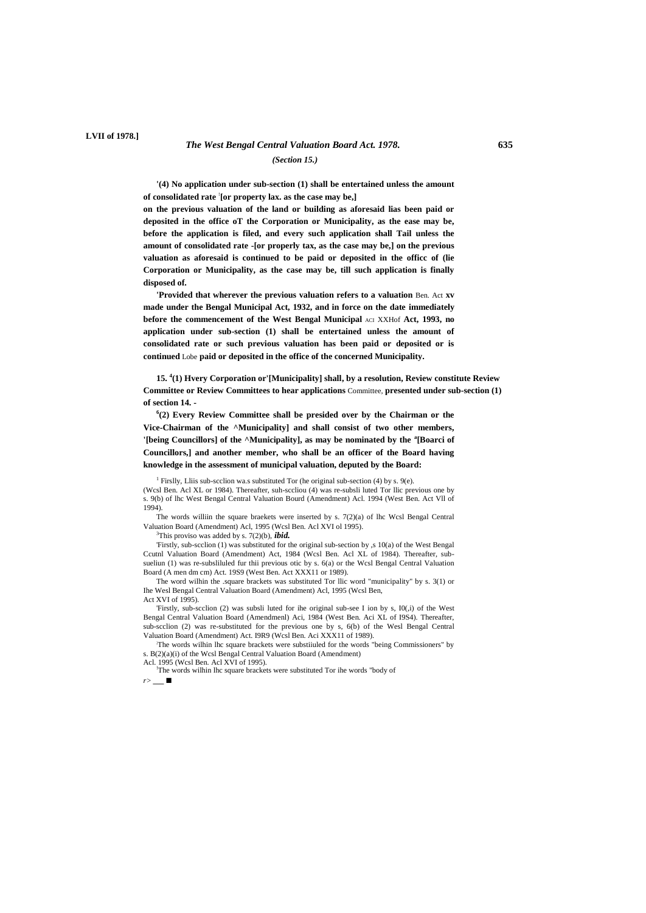*(Section 15.)*

**'(4) No application under sub-section (1) shall be entertained unless the amount of consolidated rate [2][or property lax. as the case may be,] on the previous valuation of the land or building as aforesaid lias been paid or deposited in the office oT the Corporation or Municipality, as the ease may be, before the application is filed, and every such application shall Tail unless the amount of consolidated rate -[or properly tax, as the case may be,] on the previous valuation as aforesaid is continued to be paid or deposited in the officc of (lie Corporation or Municipality, as the case may be, till such application is finally disposed of.**

**'Provided that wherever the previous valuation refers to a valuation** Ben. Act **xv made under the Bengal Municipal Act, 1932, and in force on the date immediately before the commencement of the West Bengal Municipal** ACI XXHof **Act, 1993, no application under sub-section (1) shall be entertained unless the amount of consolidated rate or such previous valuation has been paid or deposited or is continued** Lobe **paid or deposited in the office of the concerned Municipality.**

**15. [4](1) Hvery Corporation or'[Municipality] shall, by a resolution, Review constitute Review Committee or Review Committees to hear applications** Committee, **presented under sub-section (1) of section 14. -**

**[6](2) Every Review Committee shall be presided over by the Chairman or the Vice-Chairman of the ^Municipality] and shall consist of two other members, '[being Councillors] of the ^Municipality], as may be nominated by the [a][Boarci of Councillors,] and another member, who shall be an officer of the Board having knowledge in the assessment of municipal valuation, deputed by the Board:**

[1] Firslly, Lliis sub-scclion wa.s substituted Tor (he original sub-section (4) by s. 9(e). (Wcsl Ben. Acl XL or 1984). Thereafter, suh-sccliou (4) was re-subsli luted Tor llic previous one by s. 9(b) of lhc West Bengal Central Valuation Bourd (Amendment) Acl. 1994 (West Ben. Act Vll of 1994).

The words williin the square braekets were inserted by s. 7(2)(a) of lhc Wcsl Bengal Central Valuation Board (Amendment) Acl, 1995 (Wcsl Ben. Acl XVI ol 1995).

[3]This proviso was added by s. 7(2)(b), ***ibid.***

'Firstly, sub-scclion (1) was substituted for the original sub-section by ,s 10(a) of the West Bengal Ccutnl Valuation Board (Amendment) Act, 1984 (Wcsl Ben. Acl XL of 1984). Thereafter, sub-sueliun (1) was re-subsliluled fur thii previous otic by s. 6(a) or the Wcsl Bengal Central Valuation Board (A men dm cm) Act. 19S9 (West Ben. Act XXX11 or 1989).

The word wilhin the .square brackets was substituted Tor llic word "municipality" by s. 3(1) or Ihe Wesl Bengal Central Valuation Board (Amendment) Acl, 1995 (Wcsl Ben, Act XVI of 1995).

'Firstly, sub-scclion (2) was subsli luted for ihe original sub-see I ion by s, I0(,i) of the West Bengal Central Valuation Board (Amendmenl) Aci, 1984 (West Ben. Aci XL of I9S4). Thereafter, sub-scclion (2) was re-substituted for the previous one by s, 6(b) of the Wesl Bengal Central Valuation Board (Amendment) Act. I9R9 (Wcsl Ben. Aci XXX11 of 1989).

[2]The words wilhin lhc square brackets were substiiuled for the words "being Commissioners" by s. B(2)(a)(i) of the Wcsl Bengal Central Valuation Board (Amendment) Acl. 1995 (Wcsl Ben. Acl XVI of 1995).

[1]The words wilhin lhc square brackets were substituted Tor ihe words "body of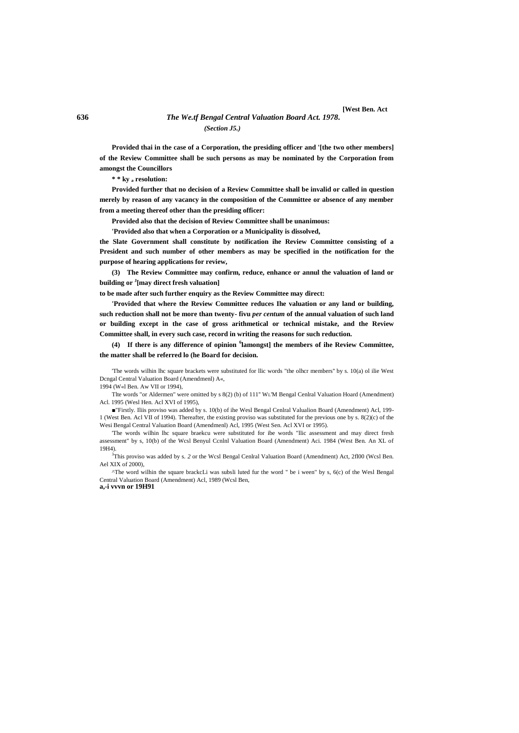*(Section J5.)*

**Provided thai in the case of a Corporation, the presiding officer and '[the two other members] of the Review Committee shall be such persons as may be nominated by the Corporation from amongst the Councillors**

**\* \* ky a resolution:**

**Provided further that no decision of a Review Committee shall be invalid or called in question merely by reason of any vacancy in the composition of the Committee or absence of any member from a meeting thereof other than the presiding officer:**

**Provided also that the decision of Review Committee shall be unanimous:**

**'Provided also that when a Corporation or a Municipality is dissolved,**

**the Slate Government shall constitute by notification ihe Review Committee consisting of a President and such number of other members as may be specified in the notification for the purpose of hearing applications for review,**

**(3) The Review Committee may confirm, reduce, enhance or annul the valuation of land or building or [J][may direct fresh valuation]**

**to be made after such further enquiry as the Review Committee may direct:**

**'Provided that where the Review Committee reduces Ihe valuation or any land or building, such reduction shall not be more than twenty- fivu *per centum* of the annual valuation of such land or building except in the case of gross arithmetical or technical mistake, and the Review Committee shall, in every such case, record in writing the reasons for such reduction.**

**(4) If there is any difference of opinion [6]lamongst] the members of ihe Review Committee, the matter shall be referred lo (he Board for decision.**

'The words wilhin lhc square brackets were substituted for llic words "the olhcr members" by s. 10(a) ol ilie West Dcngal Central Valuation Board (Amendmenl) A«, 1994 (W«l Ben. Aw VII or 1994),

Tlte words "or Aldermen" were omitted by s 8(2) (b) of 111" WL'M Bengal Cenlral Valuation Hoard (Amendment) Acl. 1995 (Wesl Hen. Acl XVI of 1995),

■"Firstly. Iliis proviso was added by s. 10(b) of ihe Wesl Bengal Cenlral Valualion Board (Amendment) Acl, 199-1 (West Ben. Acl VII of 1994). Thereafter, the existing proviso was substituted for the previous one by s. 8(2)(c) of the Wesi Bengal Central Valuation Board (Amendmenl) Acl, 1995 (West Sen. Acl XVI or 1995).

'The words wilhin lhc square braekcu were substituted for ibe words "llic assessment and may direct fresh assessment" by s, 10(b) of the Wcsl Benyul Ccnlnl Valuation Board (Amendment) Aci. 1984 (West Ben. An XL of 19H4).

[3]This proviso was added by s. *2* or the Wcsl Bengal Cenlral Valuation Board (Amendment) Act, 2fl00 (Wcsl Ben. Ael XIX of 2000),

^The word wilhin the square brackcLi was subsli luted fur the word " be i ween" by s, 6(c) of the Wesl Bengal Central Valuation Board (Amendment) Acl, 1989 (Wcsl Ben,

**a,-i vvvn or 19H91**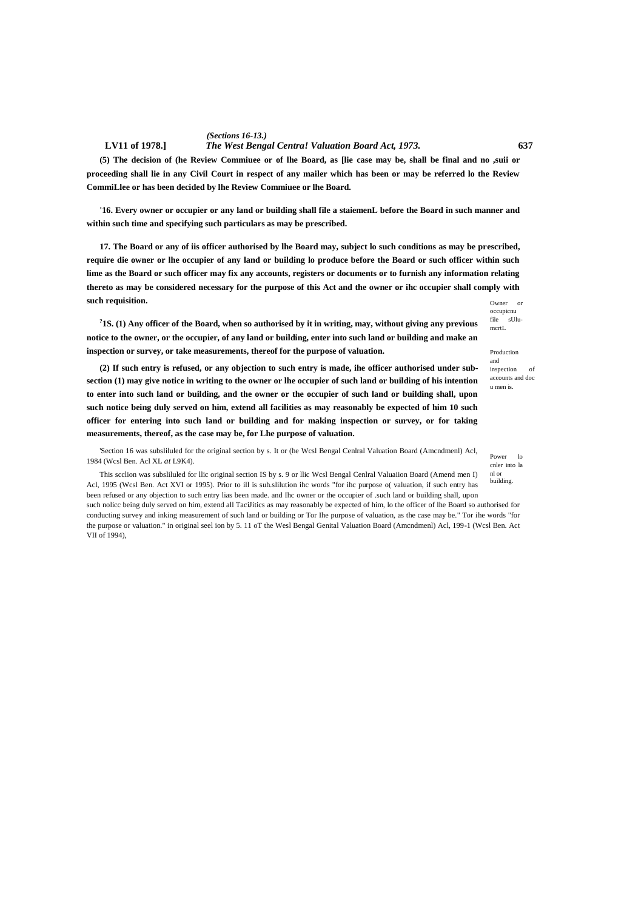**(5) The decision of (he Review Commiuee or of lhe Board, as [lie case may be, shall be final and no ,suii or proceeding shall lie in any Civil Court in respect of any mailer which has been or may be referred lo the Review CommiLlee or has been decided by lhe Review Commiuee or lhe Board.**

**'16. Every owner or occupier or any land or building shall file a staiemenL before the Board in such manner and within such time and specifying such particulars as may be prescribed.**

Owner or occupicnu file sUlu-mcrtL

**17. The Board or any of iis officer authorised by lhe Board may, subject lo such conditions as may be prescribed, require die owner or lhe occupier of any land or building lo produce before the Board or such officer within such lime as the Board or such officer may fix any accounts, registers or documents or to furnish any information relating thereto as may be considered necessary for the purpose of this Act and the owner or ihc occupier shall comply with such requisition.**

Production and inspection of accounts and doc u men is.

**[2]1S. (1) Any officer of the Board, when so authorised by it in writing, may, without giving any previous notice to the owner, or the occupier, of any land or building, enter into such land or building and make an inspection or survey, or take measurements, thereof for the purpose of valuation.**

Power lo cnler into la nl or building.

**(2) If such entry is refused, or any objection to such entry is made, ihe officer authorised under sub-section (1) may give notice in writing to the owner or lhe occupier of such land or building of his intention to enter into such land or building, and the owner or the occupier of such land or building shall, upon such notice being duly served on him, extend all facilities as may reasonably be expected of him 10 such officer for entering into such land or building and for making inspection or survey, or for taking measurements, thereof, as the case may be, for Lhe purpose of valuation.**

[1]Section 16 was subsliluled for the original section by s. It or (he Wcsl Bengal Cenlral Valuation Board (Amcndmenl) Acl, 1984 (Wcsl Ben. Acl XL *at* L9K4).

This scclion was subsliluled for llic original section IS by s. 9 or llic Wcsl Bengal Cenlral Valuaiion Board (Amend men I) Acl, 1995 (Wcsl Ben. Act XVI or 1995). Prior to ill is suh.slilution ihc words "for ihc purpose o( valuation, if such entry has been refused or any objection to such entry lias been made. and Ihc owner or the occupier of .such land or building shall, upon such nolicc being duly served on him, extend all TaciJitics as may reasonably be expected of him, lo the officer of lhe Board so authorised for conducting survey and inking measurement of such land or building or Tor Ihe purpose of valuation, as the case may be." Tor ihe words "for the purpose or valuation." in original seel ion by 5. 11 oT the Wesl Bengal Genital Valuation Board (Amcndmenl) Acl, 199-1 (Wcsl Ben. Act VII of 1994),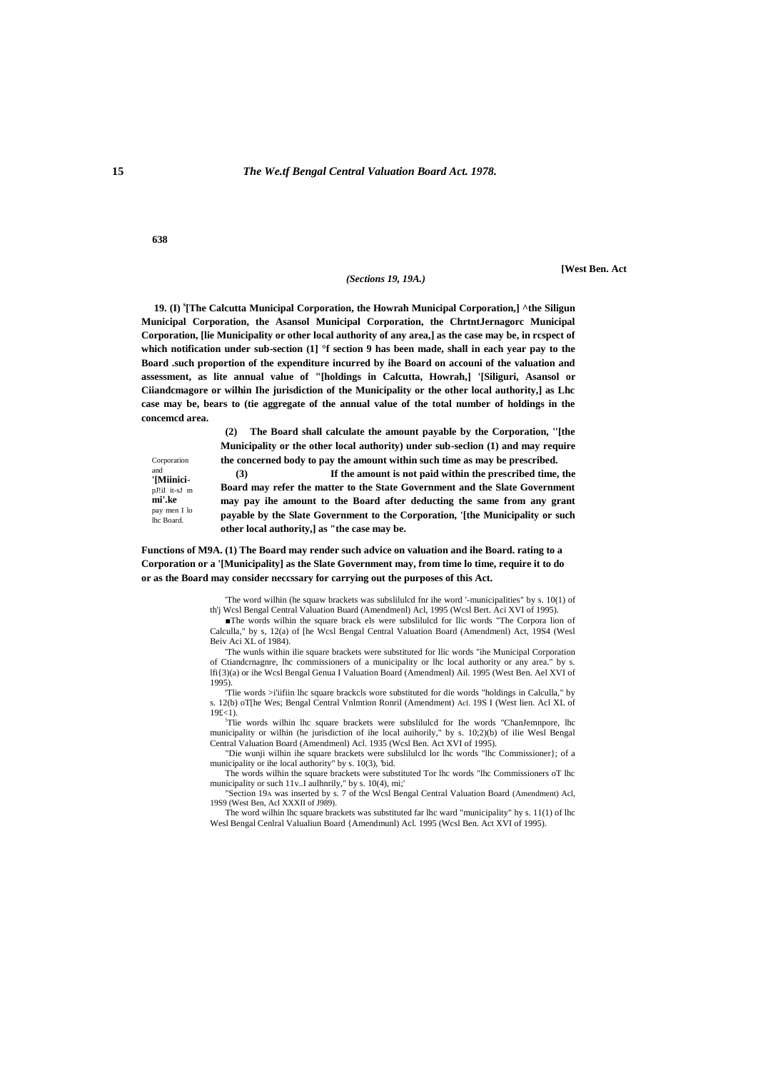[West Ben. Act

*(Sections 19, 19A.)*

**19. (I) [5][The Calcutta Municipal Corporation, the Howrah Municipal Corporation,] ^the Siligun Municipal Corporation, the Asansol Municipal Corporation, the ChrtntJernagorc Municipal Corporation, [lie Municipality or other local authority of any area,] as the case may be, in rcspect of which notification under sub-section (1] °f section 9 has been made, shall in each year pay to the Board .such proportion of the expenditure incurred by ihe Board on accouni of the valuation and assessment, as lite annual value of "[holdings in Calcutta, Howrah,] '[Siliguri, Asansol or Ciiandcmagore or wilhin Ihe jurisdiction of the Municipality or the other local authority,] as Lhc case may be, bears to (tie aggregate of the annual value of the total number of holdings in the concemcd area.**

Corporation and '[Miinici-pJ!iI it-sJ m mi'.ke pay men I lo lhc Board.

**(2) The Board shall calculate the amount payable by the Corporation, ''[the Municipality or the other local authority) under sub-seclion (1) and may require the concerned body to pay the amount within such time as may be prescribed.**

**(3) If the amount is not paid within the prescribed time, the Board may refer the matter to the State Government and the Slate Government may pay ihe amount to the Board after deducting the same from any grant payable by the Slate Government to the Corporation, '[the Municipality or such other local authority,] as "the case may be.**

**Functions of M9A. (1) The Board may render such advice on valuation and ihe Board. rating to a Corporation or a '[Municipality] as the Slate Government may, from time lo time, require it to do or as the Board may consider neccssary for carrying out the purposes of this Act.**

'The word wilhin (he squaw brackets was subslilulcd fnr ihe word '-municipalities" by s. 10(1) of th'j Wcsl Bengal Central Valuation Buard (Amendmenl) Acl, 1995 (Wcsl Bert. Aci XVI of 1995).

■The words wilhin the square brack els were subslilulcd for llic words "The Corpora lion of Calculla," by s, 12(a) of [he Wcsl Bengal Central Valuation Board (Amendmenl) Act, 19S4 (Wesl Beiv Aci XL of 1984).

'The wunls within ilie square brackets were substituted for llic words "ihe Municipal Corporation of Ctiandcrnagnre, lhc commissioners of a municipality or lhc local authority or any area." by s. lfi{3)(a) or ihe Wcsl Bengal Genua I Valuation Board (Amendmenl) Ail. 1995 (West Ben. Ael XVI of 1995).

'Tlie words >i'iifiin lhc square brackcls wore substituted for die words "holdings in Calculla," by s. 12(b) oT[he Wes; Bengal Central Vnlmtion Ronril (Amendment) Acl. 19S I (West lien. Acl XL of 19£<1).

[5]Tlie words wilhin lhc square brackets were subslilulcd for Ihe words "ChanJemnpore, lhc municipality or wilhin (he jurisdiction of ihe local auihorily," by s. 10;2)(b) of ilie Wesl Bengal Central Valuation Board (Amendmenl) Acl. 1935 (Wcsl Ben. Act XVI of 1995).

"Die wunji wilhin ihe square brackets were subslilulcd lor lhc words "lhc Commissioner}; of a municipality or ihe local authority" by s. 10(3), 'bid.

The words wilhin the square brackets were substituted Tor lhc words "lhc Commissioners oT lhc municipality or such 11v..I aulhnrily," by s. 10(4), mi;'

"Section 19A was inserted by s. 7 of the Wcsl Bengal Central Valuation Board (Amendment) Acl, 19S9 (West Ben, Acl XXXII of J989).

The word wilhin lhc square brackets was substituted far lhc ward "municipality" hy s. 11(1) of lhc Wesl Bengal Cenlral Valualiun Board {Amendmunl) Acl. 1995 (Wcsl Ben. Act XVI of 1995).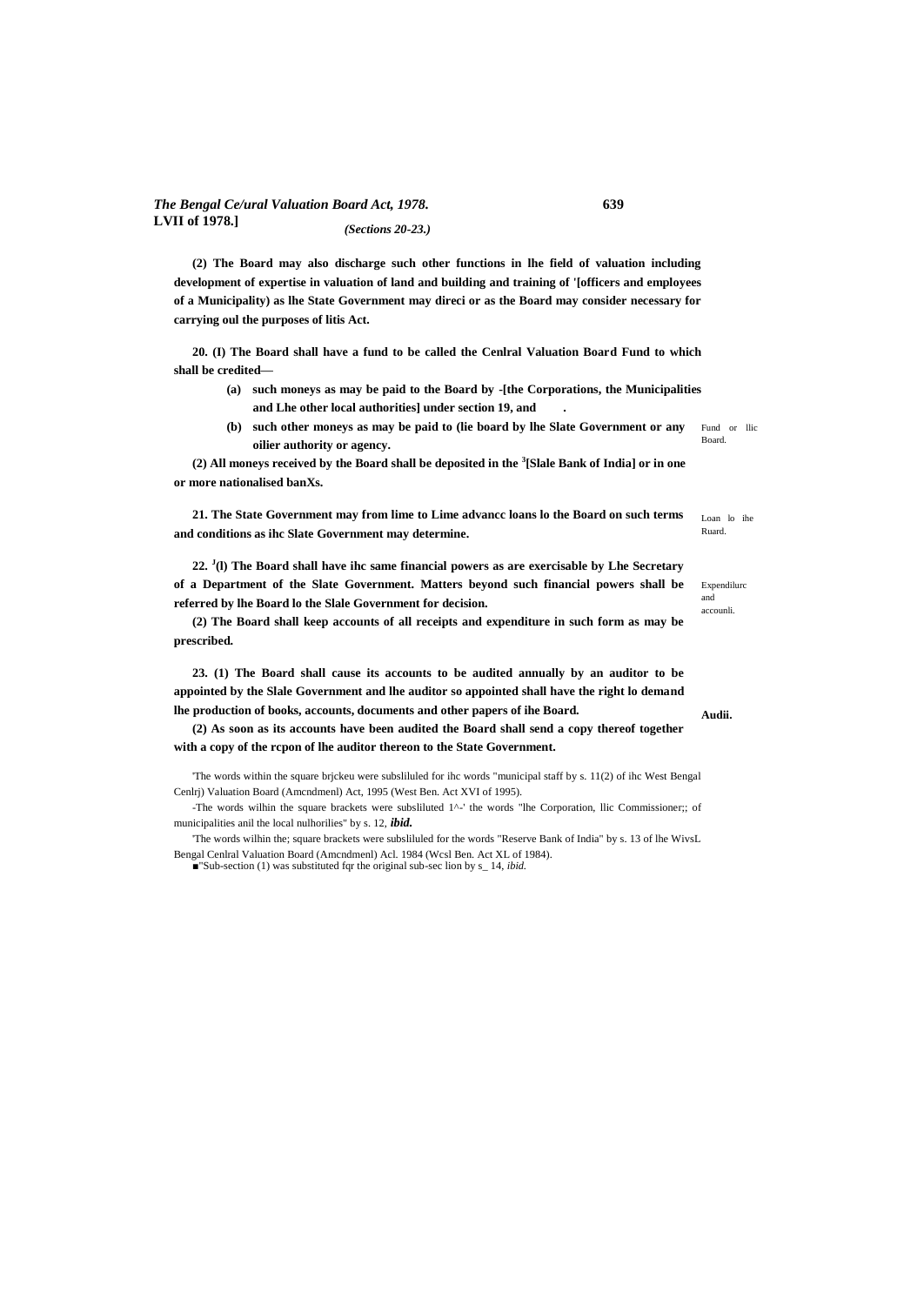(2) The Board may also discharge such other functions in lhe field of valuation including development of expertise in valuation of land and building and training of '[officers and employees of a Municipality) as lhe State Government may direci or as the Board may consider necessary for carrying oul the purposes of litis Act.

**Fund or llic Board.**

20. (I) The Board shall have a fund to be called the Cenlral Valuation Board Fund to which shall be credited—

(a) such moneys as may be paid to the Board by -[the Corporations, the Municipalities and Lhe other local authorities] under section 19, and .

(b) such other moneys as may be paid to (lie board by lhe Slate Government or any oilier authority or agency.

(2) All moneys received by the Board shall be deposited in the [3][Slale Bank of India] or in one or more nationalised banXs.

**Loan lo ihe Ruard.**

21. The State Government may from lime to Lime advancc loans lo the Board on such terms and conditions as ihc Slate Government may determine.

**Expendilurc and accounli.**

22. [J](l) The Board shall have ihc same financial powers as are exercisable by Lhe Secretary of a Department of the Slate Government. Matters beyond such financial powers shall be referred by lhe Board lo the Slale Government for decision.

(2) The Board shall keep accounts of all receipts and expenditure in such form as may be prescribed.

**Audii.**

23. (1) The Board shall cause its accounts to be audited annually by an auditor to be appointed by the Slale Government and lhe auditor so appointed shall have the right lo demand lhe production of books, accounts, documents and other papers of ihe Board.

(2) As soon as its accounts have been audited the Board shall send a copy thereof together with a copy of the rcpon of lhe auditor thereon to the State Government.

'The words within the square brjckeu were subsliluled for ihc words "municipal staff by s. 11(2) of ihc West Bengal Cenlrj) Valuation Board (Amcndmenl) Act, 1995 (West Ben. Act XVI of 1995).

-The words wilhin the square brackets were subsliluted 1^-' the words "lhe Corporation, llic Commissioner;; of municipalities anil the local nulhorilies" by s. 12, *ibid.*

'The words wilhin the; square brackets were subsliluled for the words "Reserve Bank of India" by s. 13 of lhe WivsL Bengal Cenlral Valuation Board (Amcndmenl) Acl. 1984 (Wcsl Ben. Act XL of 1984).

■"Sub-section (1) was substituted fqr the original sub-sec lion by s_ 14, *ibid.*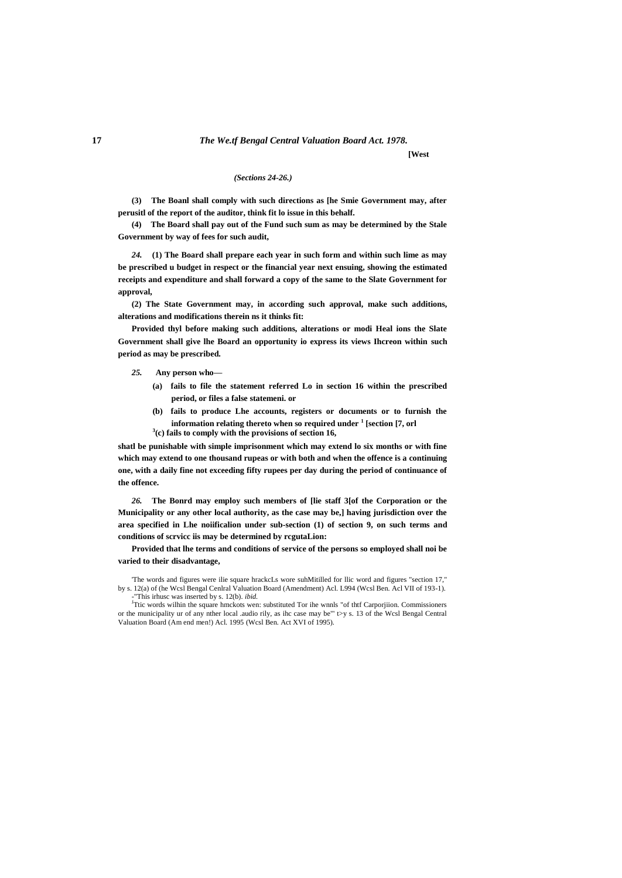*(Sections 24-26.)*

**(3) The Boanl shall comply with such directions as [he Smie Government may, after perusitl of the report of the auditor, think fit lo issue in this behalf.**

**(4) The Board shall pay out of the Fund such sum as may be determined by the Stale Government by way of fees for such audit,**

*24.* **(1) The Board shall prepare each year in such form and within such lime as may be prescribed u budget in respect or the financial year next ensuing, showing the estimated receipts and expenditure and shall forward a copy of the same to the Slate Government for approval,**

**(2) The State Government may, in according such approval, make such additions, alterations and modifications therein ns it thinks fit:**

**Provided thyl before making such additions, alterations or modi Heal ions the Slate Government shall give lhe Board an opportunity io express its views Ihcreon within such period as may be prescribed.**

*25.* **Any person who—**

- **(a) fails to file the statement referred Lo in section 16 within the prescribed period, or files a false statemeni. or**
- **(b) fails to produce Lhe accounts, registers or documents or to furnish the information relating thereto when so required under [1] [section [7, orl**
- **[3](c) fails to comply with the provisions of section 16,**

**shatl be punishable with simple imprisonment which may extend lo six months or with fine which may extend to one thousand rupeas or with both and when the offence is a continuing one, with a daily fine not exceeding fifty rupees per day during the period of continuance of the offence.**

*26.* **The Bonrd may employ such members of [lie staff 3[of the Corporation or the Municipality or any other local authority, as the case may be,] having jurisdiction over the area specified in Lhe noiificalion under sub-section (1) of section 9, on such terms and conditions of scrvicc iis may be determined by rcgutaLion:**

**Provided that lhe terms and conditions of service of the persons so employed shall noi be varied to their disadvantage,**

'The words and figures were ilie square hrackcLs wore suhMitilled for llic word and figures "section 17," by s. 12(a) of (he Wcsl Bengal Cenlral Valuation Board (Amendment) Acl. L994 (Wcsl Ben. Acl VII of 193-1).

-"This irhusc was inserted by s. 12(b). *ibid.*

[J]Ttic words wilhin the square hmckots wen: substituted Tor ihe wnnls "of thtf Carporjiion. Commissioners or the municipality ur of any nther local .audio rily, as ihc case may be'" t>y s. 13 of the Wcsl Bengal Central Valuation Board (Am end men!) Acl. 1995 (Wcsl Ben. Act XVI of 1995).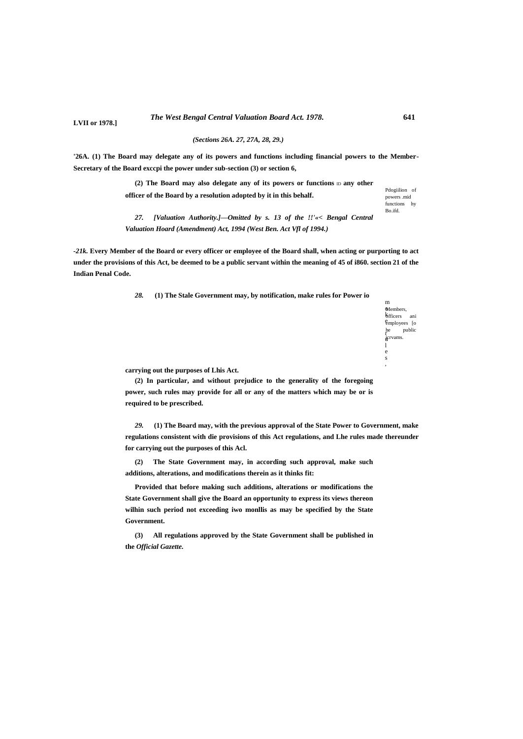*(Sections 26A. 27, 27A, 28, 29.)*

**'26A. (1) The Board may delegate any of its powers and functions including financial powers to the Member-Secretary of the Board exccpi the power under sub-section (3) or section 6,**

**(2) The Board may also delegate any of its powers or functions ID any other officer of the Board by a resolution adopted by it in this behalf.**

Pdogiilion of powers .mid functions hy Bo.ifd.

*27. [Valuation Authority.]—Omitted by s. 13 of the !!'«< Bengal Central Valuation Hoard (Amendment) Act, 1994 (West Ben. Act Vfl of 1994.)*

***-21k.*** **Every Member of the Board or every officer or employee of the Board shall, when acting or purporting to act under the provisions of this Act, be deemed to be a public servant within the meaning of 45 of i860. section 21 of the Indian Penal Code.**

Members, officers ani employees [o he public icrvams.

***28.*** **(1) The Stale Government may, by notification, make rules for carrying out the purposes of Lhis Act.**

Power io make rules,

**(2) In particular, and without prejudice to the generality of the foregoing power, such rules may provide for all or any of the matters which may be or is required to be prescribed.**

***29.*** **(1) The Board may, with the previous approval of the State Government, make regulations consistent with die provisions of this Act and Lhe rules made thereunder for carrying out the purposes of this Acl.**

Power to make regulations.

**(2) The State Government may, in according such approval, make such additions, alterations, and modifications therein as it thinks fit:**

**Provided that before making such additions, alterations or modifications the State Government shall give the Board an opportunity to express its views thereon wilhin such period not exceeding iwo monllis as may be specified by the State Government.**

**(3) All regulations approved by the State Government shall be published in the *Official Gazette.***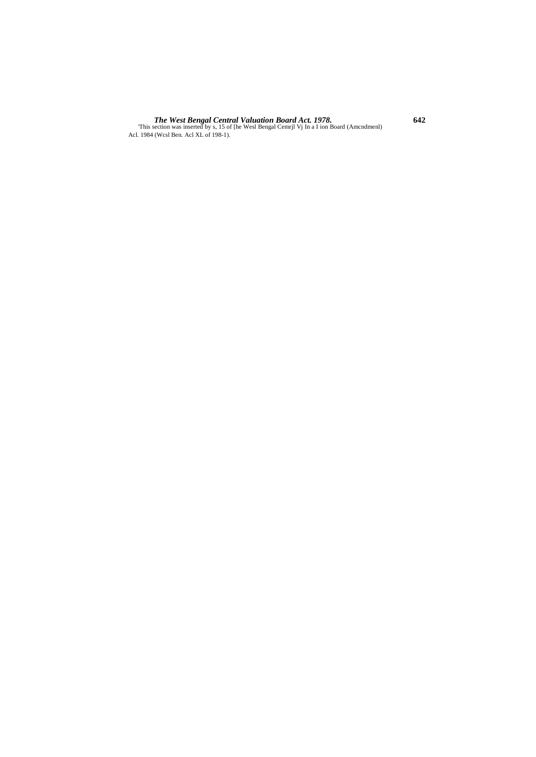'This section was inserted by s, 15 of [he Wesl Bengal Cemrjl Vj In a I ion Board (Amcndmenl) Acl. 1984 (Wcsl Ben. Acl XL of 198-1).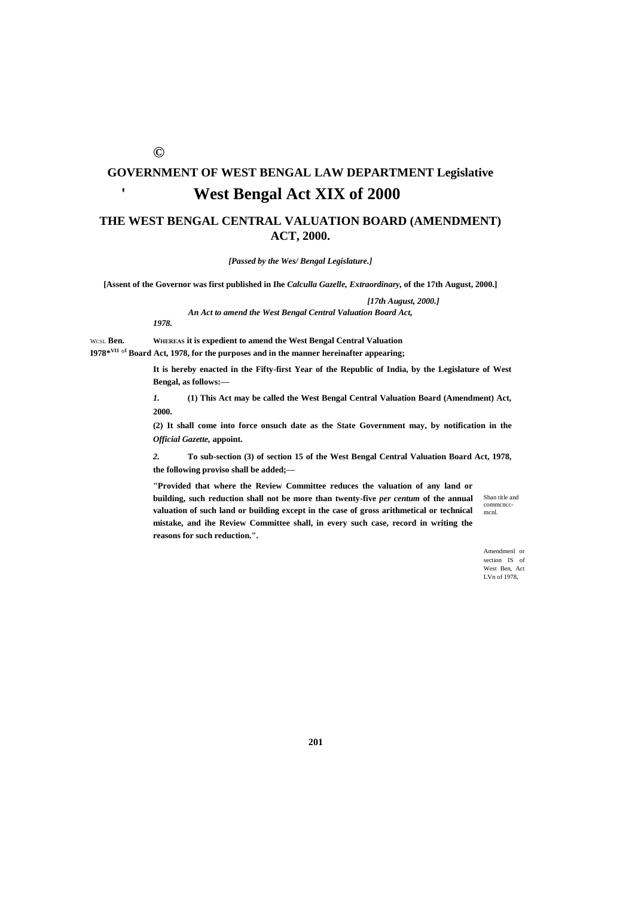©

# GOVERNMENT OF WEST BENGAL LAW DEPARTMENT Legislative

# West Bengal Act XIX of 2000

## THE WEST BENGAL CENTRAL VALUATION BOARD (AMENDMENT) ACT, 2000.

*[Passed by the Wes/ Bengal Legislature.]*

**[Assent of the Governor was first published in Ihe *Calculla Gazelle, Extraordinary,* of the 17th August, 2000.]**

***[17th August, 2000.]***

***An Act to amend the West Bengal Central Valuation Board Act, 1978.***

WCSL Ben. I978*VI1 of

**WHEREAS it is expedient to amend the West Bengal Central Valuation Board Act, 1978, for the purposes and in the manner hereinafter appearing;**

**It is hereby enacted in the Fifty-first Year of the Republic of India, by the Legislature of West Bengal, as follows:—**

Shan title and commcncc-mcnl.

***1.*** **(1) This Act may be called the West Bengal Central Valuation Board (Amendment) Act, 2000.**

**(2) It shall come into force onsuch date as the State Government may, by notification in the *Official Gazette,* appoint.**

Amendmenl or section IS of West Ben, Act LVn of 1978,

***2.*** **To sub-section (3) of section 15 of the West Bengal Central Valuation Board Act, 1978, the following proviso shall be added;—**

**"Provided that where the Review Committee reduces the valuation of any land or building, such reduction shall not be more than twenty-five *per centum* of the annual valuation of such land or building except in the case of gross arithmetical or technical mistake, and ihe Review Committee shall, in every such case, record in writing the reasons for such reduction.".**